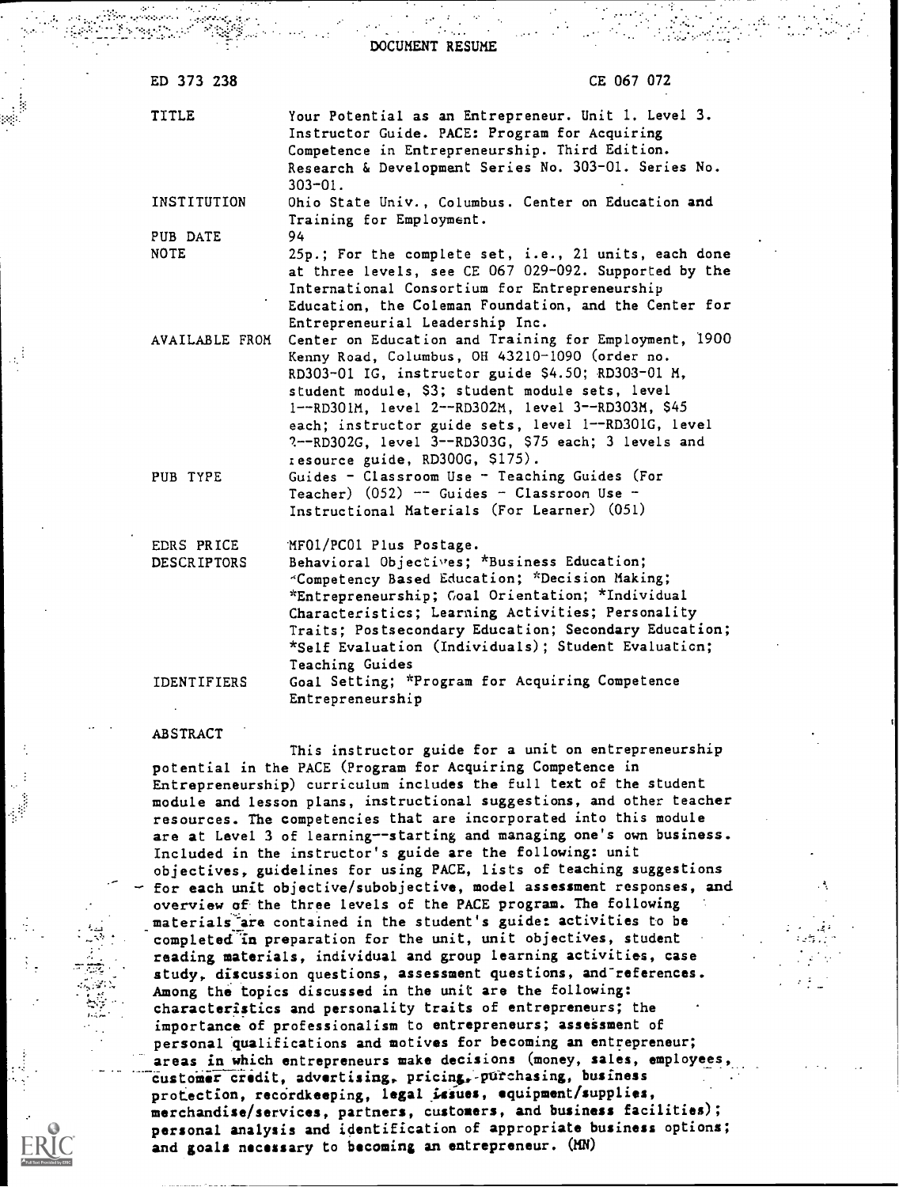# DOCUMENT RESUME

| | |
|---|---|
| ED 373 238 | CE 067 072 |
| TITLE | Your Potential as an Entrepreneur. Unit 1. Level 3. Instructor Guide. PACE: Program for Acquiring Competence in Entrepreneurship. Third Edition. Research & Development Series No. 303-01. Series No. 303-01. |
| INSTITUTION | Ohio State Univ., Columbus. Center on Education and Training for Employment. |
| PUB DATE | 94 |
| NOTE | 25p.; For the complete set, i.e., 21 units, each done at three levels, see CE 067 029-092. Supported by the International Consortium for Entrepreneurship Education, the Coleman Foundation, and the Center for Entrepreneurial Leadership Inc. |
| AVAILABLE FROM | Center on Education and Training for Employment, 1900 Kenny Road, Columbus, OH 43210-1090 (order no. RD303-01 IG, instructor guide $4.50; RD303-01 M, student module, $3; student module sets, level 1--RD301M, level 2--RD302M, level 3--RD303M, $45 each; instructor guide sets, level 1--RD301G, level 2--RD302G, level 3--RD303G, $75 each; 3 levels and resource guide, RD300G, $175). |
| PUB TYPE | Guides - Classroom Use - Teaching Guides (For Teacher) (052) -- Guides - Classroom Use - Instructional Materials (For Learner) (051) |
| EDRS PRICE | MF01/PC01 Plus Postage. |
| DESCRIPTORS | Behavioral Objectives; *Business Education; *Competency Based Education; *Decision Making; *Entrepreneurship; Goal Orientation; *Individual Characteristics; Learning Activities; Personality Traits; Postsecondary Education; Secondary Education; *Self Evaluation (Individuals); Student Evaluation; Teaching Guides |
| IDENTIFIERS | Goal Setting; *Program for Acquiring Competence Entrepreneurship |

## ABSTRACT

This instructor guide for a unit on entrepreneurship potential in the PACE (Program for Acquiring Competence in Entrepreneurship) curriculum includes the full text of the student module and lesson plans, instructional suggestions, and other teacher resources. The competencies that are incorporated into this module are at Level 3 of learning--starting and managing one's own business. Included in the instructor's guide are the following: unit objectives, guidelines for using PACE, lists of teaching suggestions for each unit objective/subobjective, model assessment responses, and overview of the three levels of the PACE program. The following materials are contained in the student's guide: activities to be completed in preparation for the unit, unit objectives, student reading materials, individual and group learning activities, case study, discussion questions, assessment questions, and references. Among the topics discussed in the unit are the following: characteristics and personality traits of entrepreneurs; the importance of professionalism to entrepreneurs; assessment of personal qualifications and motives for becoming an entrepreneur; areas in which entrepreneurs make decisions (money, sales, employees, customer credit, advertising, pricing, purchasing, business protection, recordkeeping, legal issues, equipment/supplies, merchandise/services, partners, customers, and business facilities); personal analysis and identification of appropriate business options; and goals necessary to becoming an entrepreneur. (MN)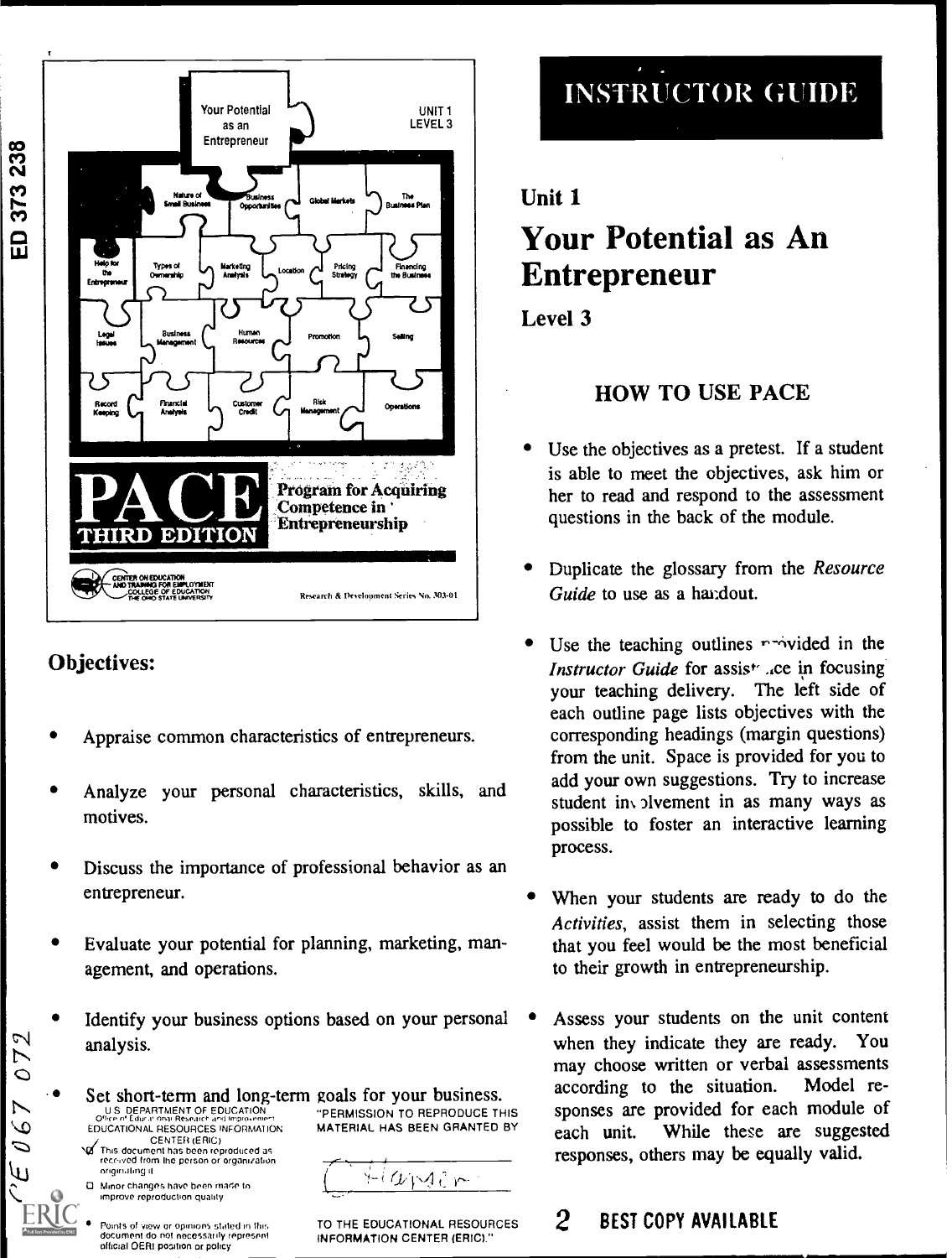Your Potential as an Entrepreneur

UNIT 1
LEVEL 3

Nature of Small Business | Business Opportunities | Global Markets | The Business Plan | Help for the Entrepreneur | Types of Ownership | Marketing Analysis | Location | Pricing Strategy | Financing the Business | Legal Issues | Business Management | Human Resources | Promotion | Selling | Record Keeping | Financial Analysis | Customer Credit | Risk Management | Operations

PACE THIRD EDITION

Program for Acquiring Competence in Entrepreneurship

CENTER ON EDUCATION AND TRAINING FOR EMPLOYMENT
COLLEGE OF EDUCATION
THE OHIO STATE UNIVERSITY

Research & Development Series No. 303-01

## Objectives:

- Appraise common characteristics of entrepreneurs.
- Analyze your personal characteristics, skills, and motives.
- Discuss the importance of professional behavior as an entrepreneur.
- Evaluate your potential for planning, marketing, management, and operations.
- Identify your business options based on your personal analysis.
- Set short-term and long-term goals for your business.

U.S. DEPARTMENT OF EDUCATION
Office of Educational Research and Improvement
EDUCATIONAL RESOURCES INFORMATION CENTER (ERIC)

- This document has been reproduced as received from the person or organization originating it.
- Minor changes have been made to improve reproduction quality.
- Points of view or opinions stated in this document do not necessarily represent official OERI position or policy.

"PERMISSION TO REPRODUCE THIS MATERIAL HAS BEEN GRANTED BY

Hamer

TO THE EDUCATIONAL RESOURCES INFORMATION CENTER (ERIC)."

# INSTRUCTOR GUIDE

## Unit 1

# Your Potential as An Entrepreneur

**Level 3**

### HOW TO USE PACE

- Use the objectives as a pretest. If a student is able to meet the objectives, ask him or her to read and respond to the assessment questions in the back of the module.
- Duplicate the glossary from the *Resource Guide* to use as a handout.
- Use the teaching outlines provided in the *Instructor Guide* for assistance in focusing your teaching delivery. The left side of each outline page lists objectives with the corresponding headings (margin questions) from the unit. Space is provided for you to add your own suggestions. Try to increase student involvement in as many ways as possible to foster an interactive learning process.
- When your students are ready to do the *Activities*, assist them in selecting those that you feel would be the most beneficial to their growth in entrepreneurship.
- Assess your students on the unit content when they indicate they are ready. You may choose written or verbal assessments according to the situation. Model responses are provided for each module of each unit. While these are suggested responses, others may be equally valid.

BEST COPY AVAILABLE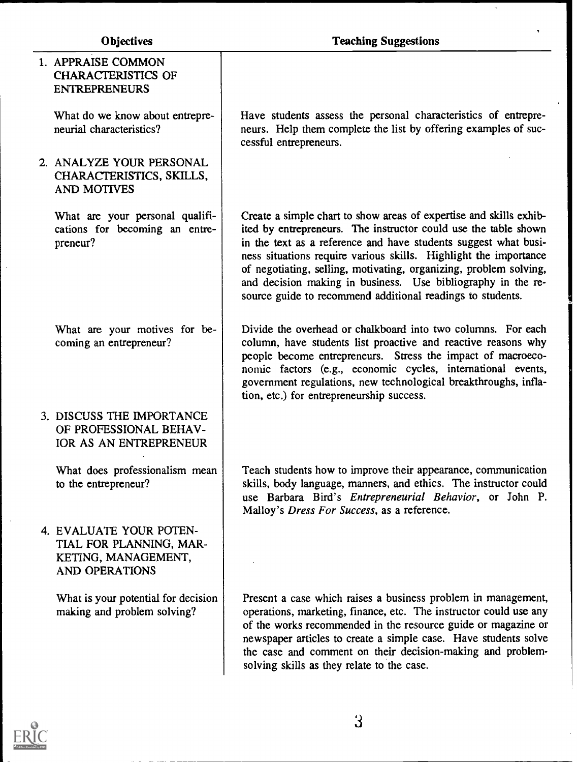| Objectives | Teaching Suggestions |
|---|---|
| 1. APPRAISE COMMON CHARACTERISTICS OF ENTREPRENEURS | |
| What do we know about entrepreneurial characteristics? | Have students assess the personal characteristics of entrepreneurs. Help them complete the list by offering examples of successful entrepreneurs. |
| 2. ANALYZE YOUR PERSONAL CHARACTERISTICS, SKILLS, AND MOTIVES | |
| What are your personal qualifications for becoming an entrepreneur? | Create a simple chart to show areas of expertise and skills exhibited by entrepreneurs. The instructor could use the table shown in the text as a reference and have students suggest what business situations require various skills. Highlight the importance of negotiating, selling, motivating, organizing, problem solving, and decision making in business. Use bibliography in the resource guide to recommend additional readings to students. |
| What are your motives for becoming an entrepreneur? | Divide the overhead or chalkboard into two columns. For each column, have students list proactive and reactive reasons why people become entrepreneurs. Stress the impact of macroeconomic factors (e.g., economic cycles, international events, government regulations, new technological breakthroughs, inflation, etc.) for entrepreneurship success. |
| 3. DISCUSS THE IMPORTANCE OF PROFESSIONAL BEHAVIOR AS AN ENTREPRENEUR | |
| What does professionalism mean to the entrepreneur? | Teach students how to improve their appearance, communication skills, body language, manners, and ethics. The instructor could use Barbara Bird's *Entrepreneurial Behavior*, or John P. Malloy's *Dress For Success*, as a reference. |
| 4. EVALUATE YOUR POTENTIAL FOR PLANNING, MARKETING, MANAGEMENT, AND OPERATIONS | |
| What is your potential for decision making and problem solving? | Present a case which raises a business problem in management, operations, marketing, finance, etc. The instructor could use any of the works recommended in the resource guide or magazine or newspaper articles to create a simple case. Have students solve the case and comment on their decision-making and problem-solving skills as they relate to the case. |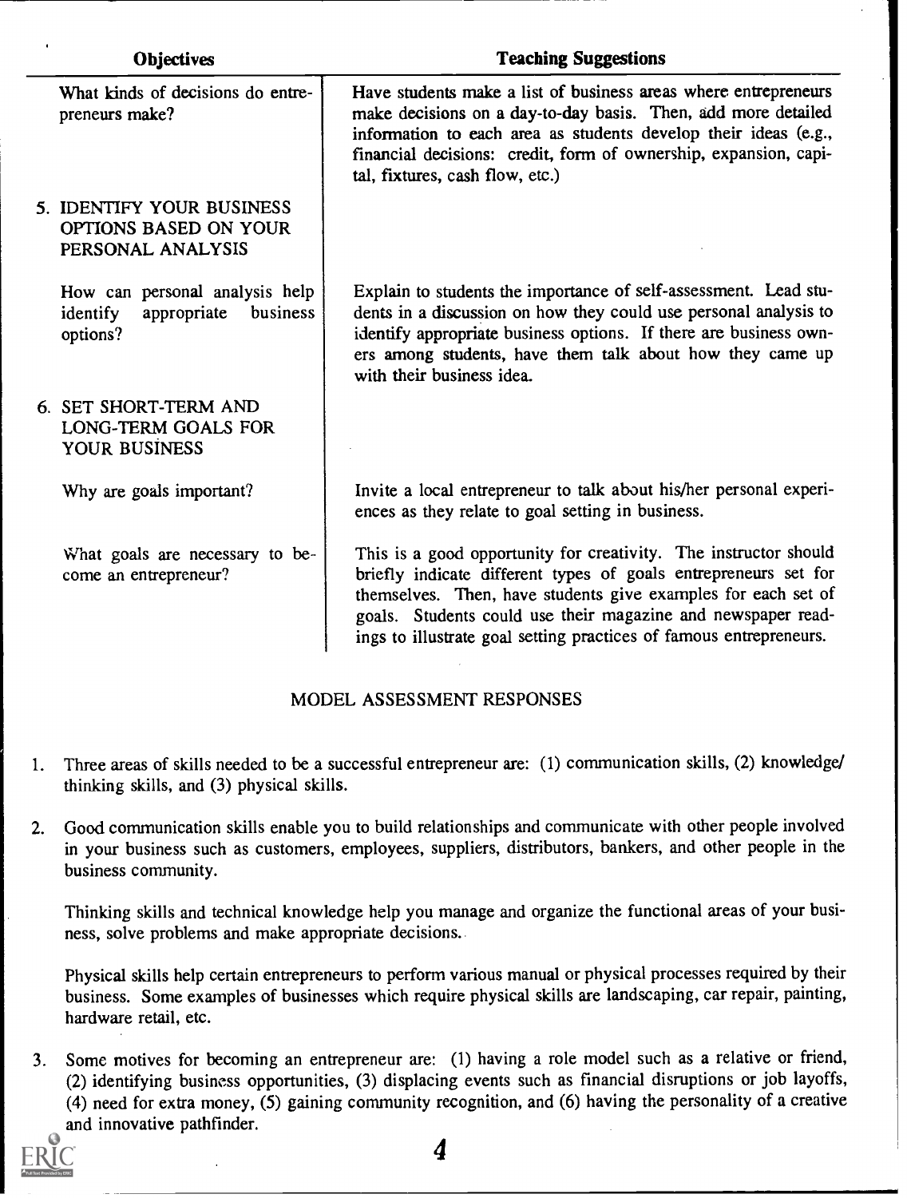| Objectives | Teaching Suggestions |
|---|---|
| What kinds of decisions do entrepreneurs make? | Have students make a list of business areas where entrepreneurs make decisions on a day-to-day basis. Then, add more detailed information to each area as students develop their ideas (e.g., financial decisions: credit, form of ownership, expansion, capital, fixtures, cash flow, etc.) |
| 5. IDENTIFY YOUR BUSINESS OPTIONS BASED ON YOUR PERSONAL ANALYSIS | |
| How can personal analysis help identify appropriate business options? | Explain to students the importance of self-assessment. Lead students in a discussion on how they could use personal analysis to identify appropriate business options. If there are business owners among students, have them talk about how they came up with their business idea. |
| 6. SET SHORT-TERM AND LONG-TERM GOALS FOR YOUR BUSINESS | |
| Why are goals important? | Invite a local entrepreneur to talk about his/her personal experiences as they relate to goal setting in business. |
| What goals are necessary to become an entrepreneur? | This is a good opportunity for creativity. The instructor should briefly indicate different types of goals entrepreneurs set for themselves. Then, have students give examples for each set of goals. Students could use their magazine and newspaper readings to illustrate goal setting practices of famous entrepreneurs. |

## MODEL ASSESSMENT RESPONSES

1. Three areas of skills needed to be a successful entrepreneur are: (1) communication skills, (2) knowledge/thinking skills, and (3) physical skills.

2. Good communication skills enable you to build relationships and communicate with other people involved in your business such as customers, employees, suppliers, distributors, bankers, and other people in the business community.

   Thinking skills and technical knowledge help you manage and organize the functional areas of your business, solve problems and make appropriate decisions.

   Physical skills help certain entrepreneurs to perform various manual or physical processes required by their business. Some examples of businesses which require physical skills are landscaping, car repair, painting, hardware retail, etc.

3. Some motives for becoming an entrepreneur are: (1) having a role model such as a relative or friend, (2) identifying business opportunities, (3) displacing events such as financial disruptions or job layoffs, (4) need for extra money, (5) gaining community recognition, and (6) having the personality of a creative and innovative pathfinder.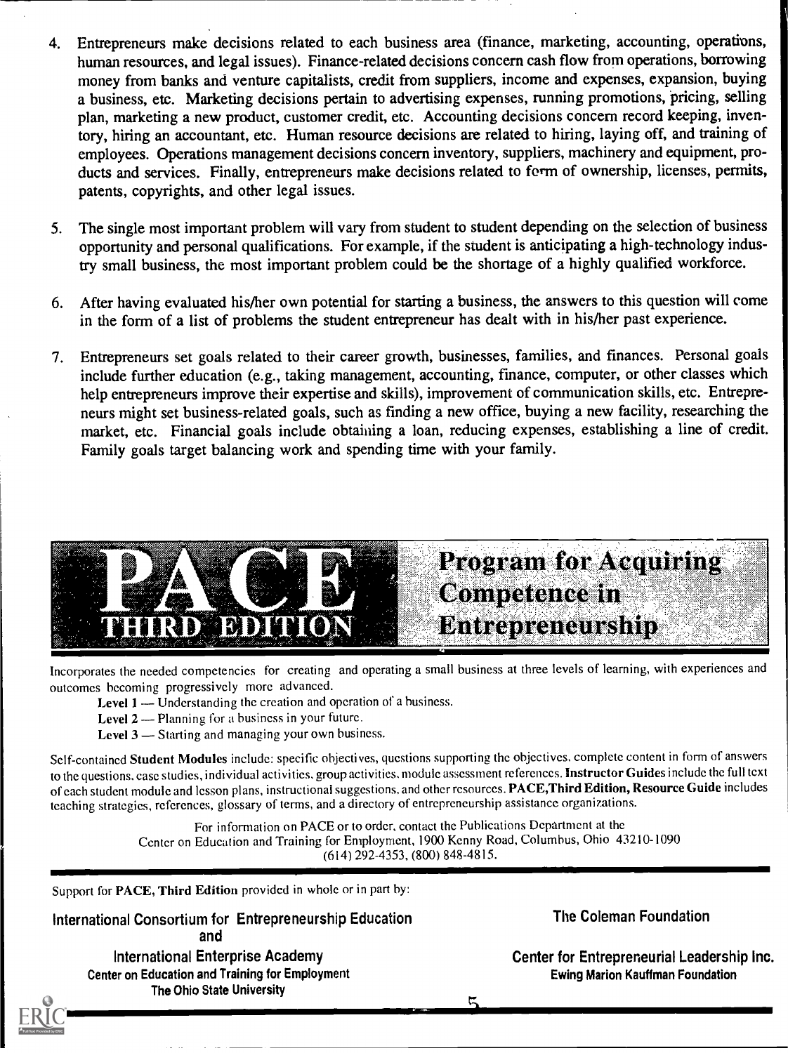4. Entrepreneurs make decisions related to each business area (finance, marketing, accounting, operations, human resources, and legal issues). Finance-related decisions concern cash flow from operations, borrowing money from banks and venture capitalists, credit from suppliers, income and expenses, expansion, buying a business, etc. Marketing decisions pertain to advertising expenses, running promotions, pricing, selling plan, marketing a new product, customer credit, etc. Accounting decisions concern record keeping, inventory, hiring an accountant, etc. Human resource decisions are related to hiring, laying off, and training of employees. Operations management decisions concern inventory, suppliers, machinery and equipment, products and services. Finally, entrepreneurs make decisions related to form of ownership, licenses, permits, patents, copyrights, and other legal issues.

5. The single most important problem will vary from student to student depending on the selection of business opportunity and personal qualifications. For example, if the student is anticipating a high-technology industry small business, the most important problem could be the shortage of a highly qualified workforce.

6. After having evaluated his/her own potential for starting a business, the answers to this question will come in the form of a list of problems the student entrepreneur has dealt with in his/her past experience.

7. Entrepreneurs set goals related to their career growth, businesses, families, and finances. Personal goals include further education (e.g., taking management, accounting, finance, computer, or other classes which help entrepreneurs improve their expertise and skills), improvement of communication skills, etc. Entrepreneurs might set business-related goals, such as finding a new office, buying a new facility, researching the market, etc. Financial goals include obtaining a loan, reducing expenses, establishing a line of credit. Family goals target balancing work and spending time with your family.

# PACE THIRD EDITION — Program for Acquiring Competence in Entrepreneurship

Incorporates the needed competencies for creating and operating a small business at three levels of learning, with experiences and outcomes becoming progressively more advanced.

**Level 1** — Understanding the creation and operation of a business.
**Level 2** — Planning for a business in your future.
**Level 3** — Starting and managing your own business.

Self-contained **Student Modules** include: specific objectives, questions supporting the objectives, complete content in form of answers to the questions, case studies, individual activities, group activities, module assessment references. **Instructor Guides** include the full text of each student module and lesson plans, instructional suggestions, and other resources. **PACE, Third Edition, Resource Guide** includes teaching strategies, references, glossary of terms, and a directory of entrepreneurship assistance organizations.

For information on PACE or to order, contact the Publications Department at the Center on Education and Training for Employment, 1900 Kenny Road, Columbus, Ohio 43210-1090 (614) 292-4353, (800) 848-4815.

Support for **PACE, Third Edition** provided in whole or in part by:

International Consortium for Entrepreneurship Education
and
International Enterprise Academy
Center on Education and Training for Employment
The Ohio State University

The Coleman Foundation

Center for Entrepreneurial Leadership Inc.
Ewing Marion Kauffman Foundation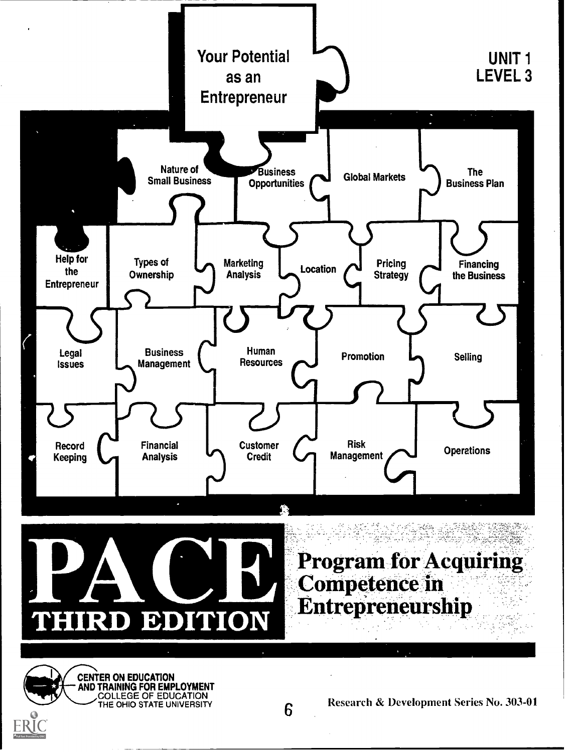# Your Potential as an Entrepreneur

UNIT 1
LEVEL 3

Nature of Small Business

Business Opportunities

Global Markets

The Business Plan

Help for the Entrepreneur

Types of Ownership

Marketing Analysis

Location

Pricing Strategy

Financing the Business

Legal Issues

Business Management

Human Resources

Promotion

Selling

Record Keeping

Financial Analysis

Customer Credit

Risk Management

Operations

# PACE

THIRD EDITION

## Program for Acquiring Competence in Entrepreneurship

CENTER ON EDUCATION AND TRAINING FOR EMPLOYMENT
COLLEGE OF EDUCATION
THE OHIO STATE UNIVERSITY

Research & Development Series No. 303-01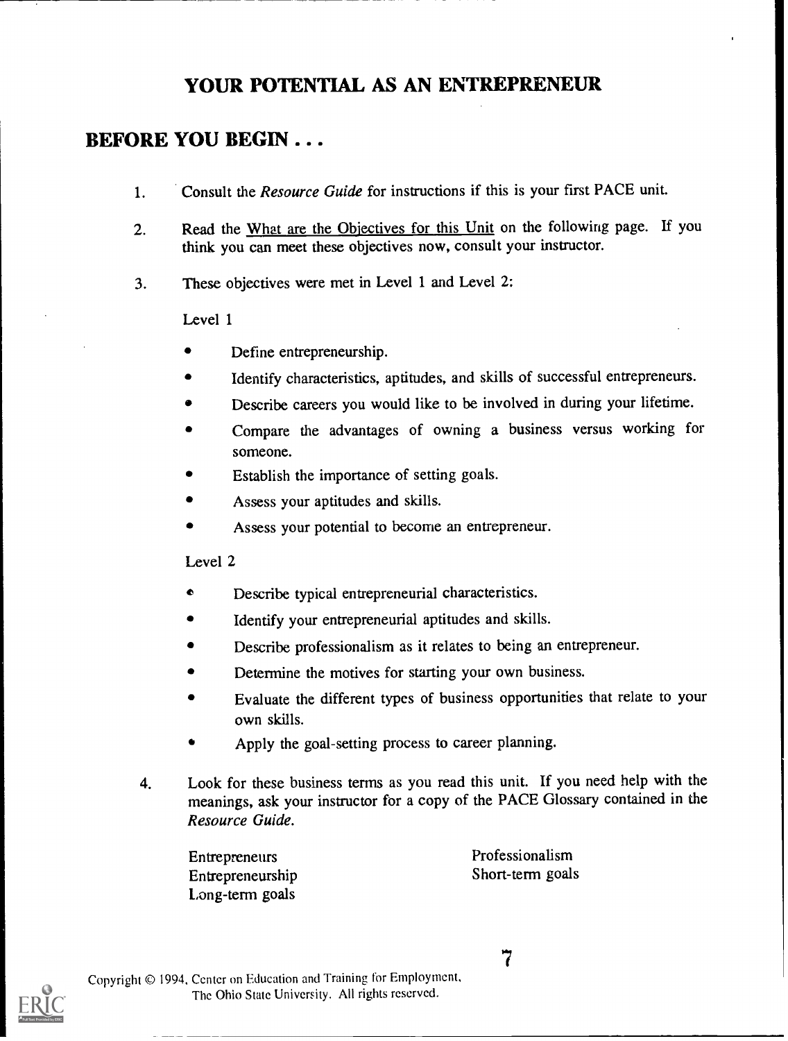# YOUR POTENTIAL AS AN ENTREPRENEUR

## BEFORE YOU BEGIN . . .

1. Consult the *Resource Guide* for instructions if this is your first PACE unit.

2. Read the What are the Objectives for this Unit on the following page. If you think you can meet these objectives now, consult your instructor.

3. These objectives were met in Level 1 and Level 2:

   Level 1

   - Define entrepreneurship.
   - Identify characteristics, aptitudes, and skills of successful entrepreneurs.
   - Describe careers you would like to be involved in during your lifetime.
   - Compare the advantages of owning a business versus working for someone.
   - Establish the importance of setting goals.
   - Assess your aptitudes and skills.
   - Assess your potential to become an entrepreneur.

   Level 2

   - Describe typical entrepreneurial characteristics.
   - Identify your entrepreneurial aptitudes and skills.
   - Describe professionalism as it relates to being an entrepreneur.
   - Determine the motives for starting your own business.
   - Evaluate the different types of business opportunities that relate to your own skills.
   - Apply the goal-setting process to career planning.

4. Look for these business terms as you read this unit. If you need help with the meanings, ask your instructor for a copy of the PACE Glossary contained in the *Resource Guide.*

   Entrepreneurs
   Entrepreneurship
   Long-term goals
   Professionalism
   Short-term goals

Copyright © 1994, Center on Education and Training for Employment, The Ohio State University. All rights reserved.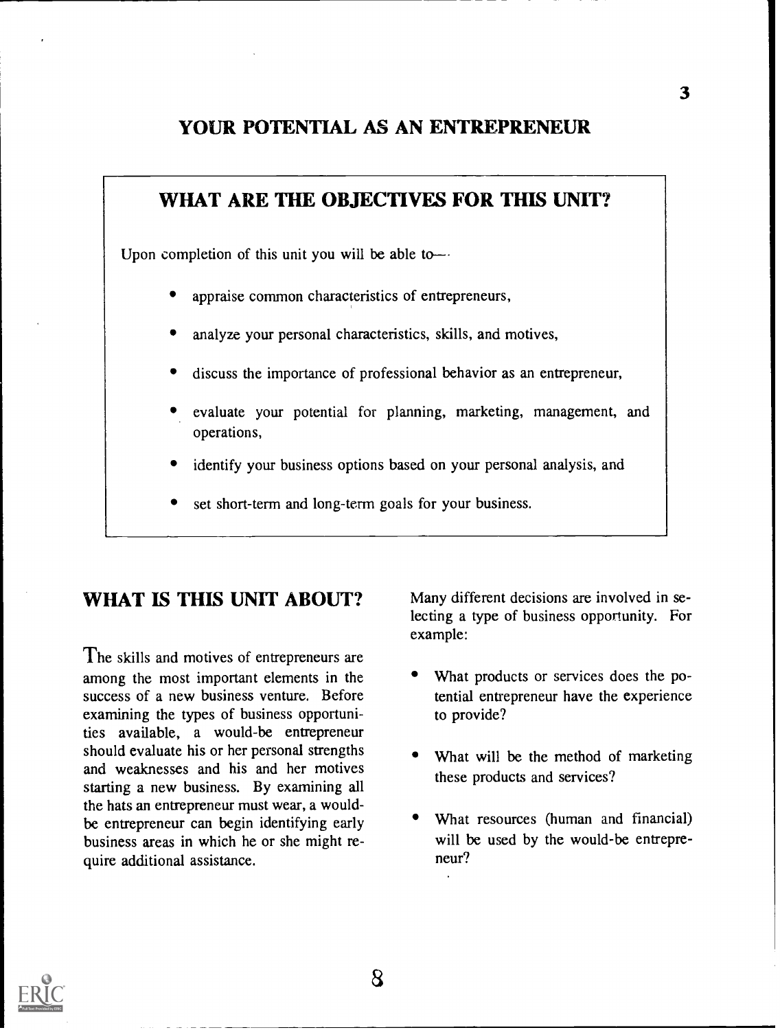# YOUR POTENTIAL AS AN ENTREPRENEUR

## WHAT ARE THE OBJECTIVES FOR THIS UNIT?

Upon completion of this unit you will be able to—

- appraise common characteristics of entrepreneurs,
- analyze your personal characteristics, skills, and motives,
- discuss the importance of professional behavior as an entrepreneur,
- evaluate your potential for planning, marketing, management, and operations,
- identify your business options based on your personal analysis, and
- set short-term and long-term goals for your business.

## WHAT IS THIS UNIT ABOUT?

The skills and motives of entrepreneurs are among the most important elements in the success of a new business venture. Before examining the types of business opportunities available, a would-be entrepreneur should evaluate his or her personal strengths and weaknesses and his and her motives starting a new business. By examining all the hats an entrepreneur must wear, a would-be entrepreneur can begin identifying early business areas in which he or she might require additional assistance.

Many different decisions are involved in selecting a type of business opportunity. For example:

- What products or services does the potential entrepreneur have the experience to provide?
- What will be the method of marketing these products and services?
- What resources (human and financial) will be used by the would-be entrepreneur?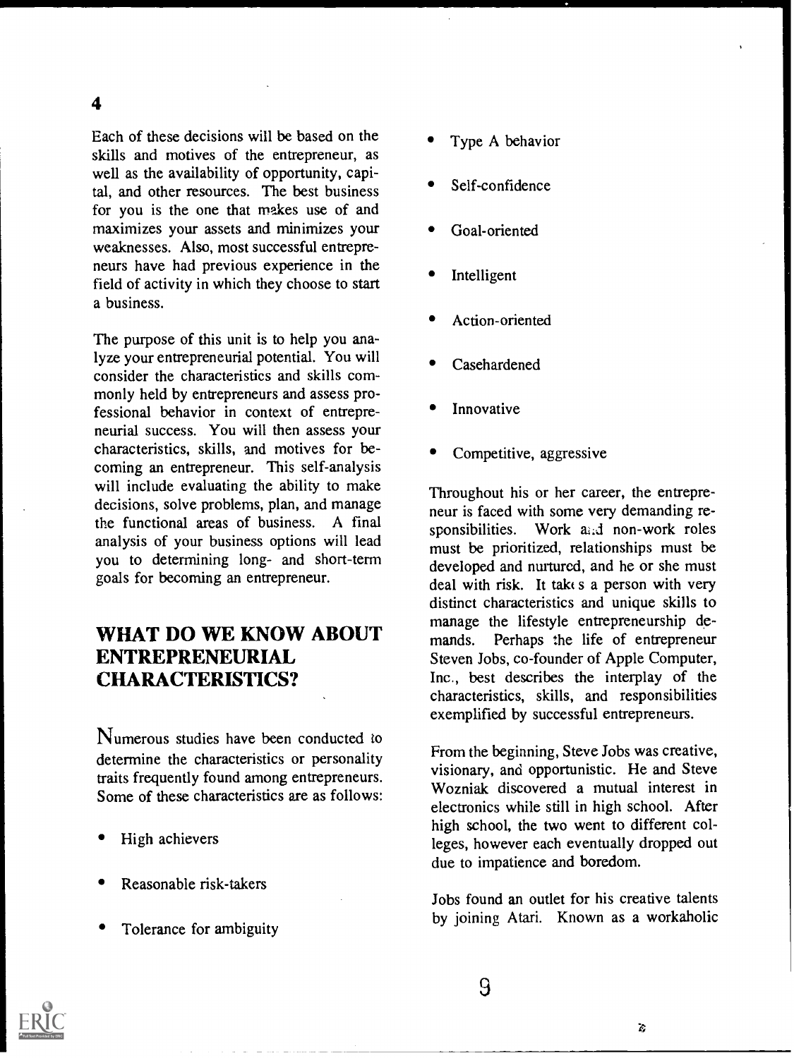Each of these decisions will be based on the skills and motives of the entrepreneur, as well as the availability of opportunity, capital, and other resources. The best business for you is the one that makes use of and maximizes your assets and minimizes your weaknesses. Also, most successful entrepreneurs have had previous experience in the field of activity in which they choose to start a business.

The purpose of this unit is to help you analyze your entrepreneurial potential. You will consider the characteristics and skills commonly held by entrepreneurs and assess professional behavior in context of entrepreneurial success. You will then assess your characteristics, skills, and motives for becoming an entrepreneur. This self-analysis will include evaluating the ability to make decisions, solve problems, plan, and manage the functional areas of business. A final analysis of your business options will lead you to determining long- and short-term goals for becoming an entrepreneur.

## WHAT DO WE KNOW ABOUT ENTREPRENEURIAL CHARACTERISTICS?

Numerous studies have been conducted to determine the characteristics or personality traits frequently found among entrepreneurs. Some of these characteristics are as follows:

- High achievers
- Reasonable risk-takers
- Tolerance for ambiguity
- Type A behavior
- Self-confidence
- Goal-oriented
- Intelligent
- Action-oriented
- Casehardened
- Innovative
- Competitive, aggressive

Throughout his or her career, the entrepreneur is faced with some very demanding responsibilities. Work and non-work roles must be prioritized, relationships must be developed and nurtured, and he or she must deal with risk. It takes a person with very distinct characteristics and unique skills to manage the lifestyle entrepreneurship demands. Perhaps the life of entrepreneur Steven Jobs, co-founder of Apple Computer, Inc., best describes the interplay of the characteristics, skills, and responsibilities exemplified by successful entrepreneurs.

From the beginning, Steve Jobs was creative, visionary, and opportunistic. He and Steve Wozniak discovered a mutual interest in electronics while still in high school. After high school, the two went to different colleges, however each eventually dropped out due to impatience and boredom.

Jobs found an outlet for his creative talents by joining Atari. Known as a workaholic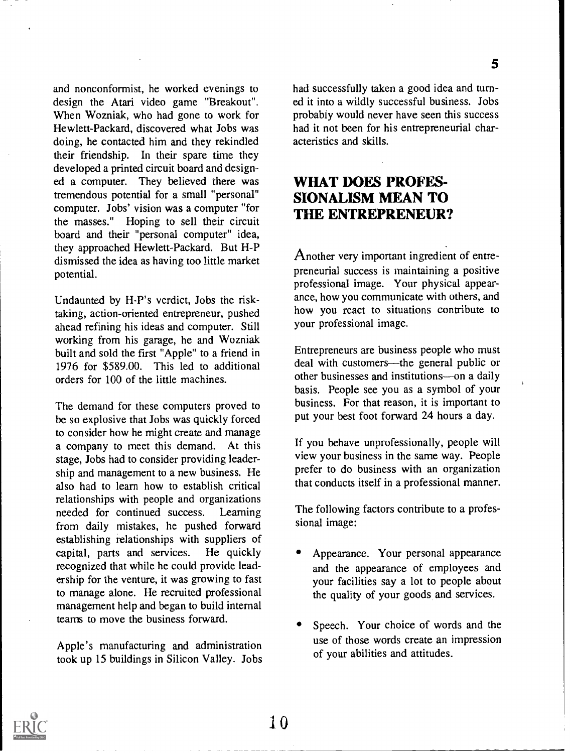and nonconformist, he worked evenings to design the Atari video game "Breakout". When Wozniak, who had gone to work for Hewlett-Packard, discovered what Jobs was doing, he contacted him and they rekindled their friendship. In their spare time they developed a printed circuit board and designed a computer. They believed there was tremendous potential for a small "personal" computer. Jobs' vision was a computer "for the masses." Hoping to sell their circuit board and their "personal computer" idea, they approached Hewlett-Packard. But H-P dismissed the idea as having too little market potential.

Undaunted by H-P's verdict, Jobs the risk-taking, action-oriented entrepreneur, pushed ahead refining his ideas and computer. Still working from his garage, he and Wozniak built and sold the first "Apple" to a friend in 1976 for $589.00. This led to additional orders for 100 of the little machines.

The demand for these computers proved to be so explosive that Jobs was quickly forced to consider how he might create and manage a company to meet this demand. At this stage, Jobs had to consider providing leadership and management to a new business. He also had to learn how to establish critical relationships with people and organizations needed for continued success. Learning from daily mistakes, he pushed forward establishing relationships with suppliers of capital, parts and services. He quickly recognized that while he could provide leadership for the venture, it was growing to fast to manage alone. He recruited professional management help and began to build internal teams to move the business forward.

Apple's manufacturing and administration took up 15 buildings in Silicon Valley. Jobs had successfully taken a good idea and turned it into a wildly successful business. Jobs probably would never have seen this success had it not been for his entrepreneurial characteristics and skills.

## WHAT DOES PROFESSIONALISM MEAN TO THE ENTREPRENEUR?

Another very important ingredient of entrepreneurial success is maintaining a positive professional image. Your physical appearance, how you communicate with others, and how you react to situations contribute to your professional image.

Entrepreneurs are business people who must deal with customers—the general public or other businesses and institutions—on a daily basis. People see you as a symbol of your business. For that reason, it is important to put your best foot forward 24 hours a day.

If you behave unprofessionally, people will view your business in the same way. People prefer to do business with an organization that conducts itself in a professional manner.

The following factors contribute to a professional image:

- Appearance. Your personal appearance and the appearance of employees and your facilities say a lot to people about the quality of your goods and services.
- Speech. Your choice of words and the use of those words create an impression of your abilities and attitudes.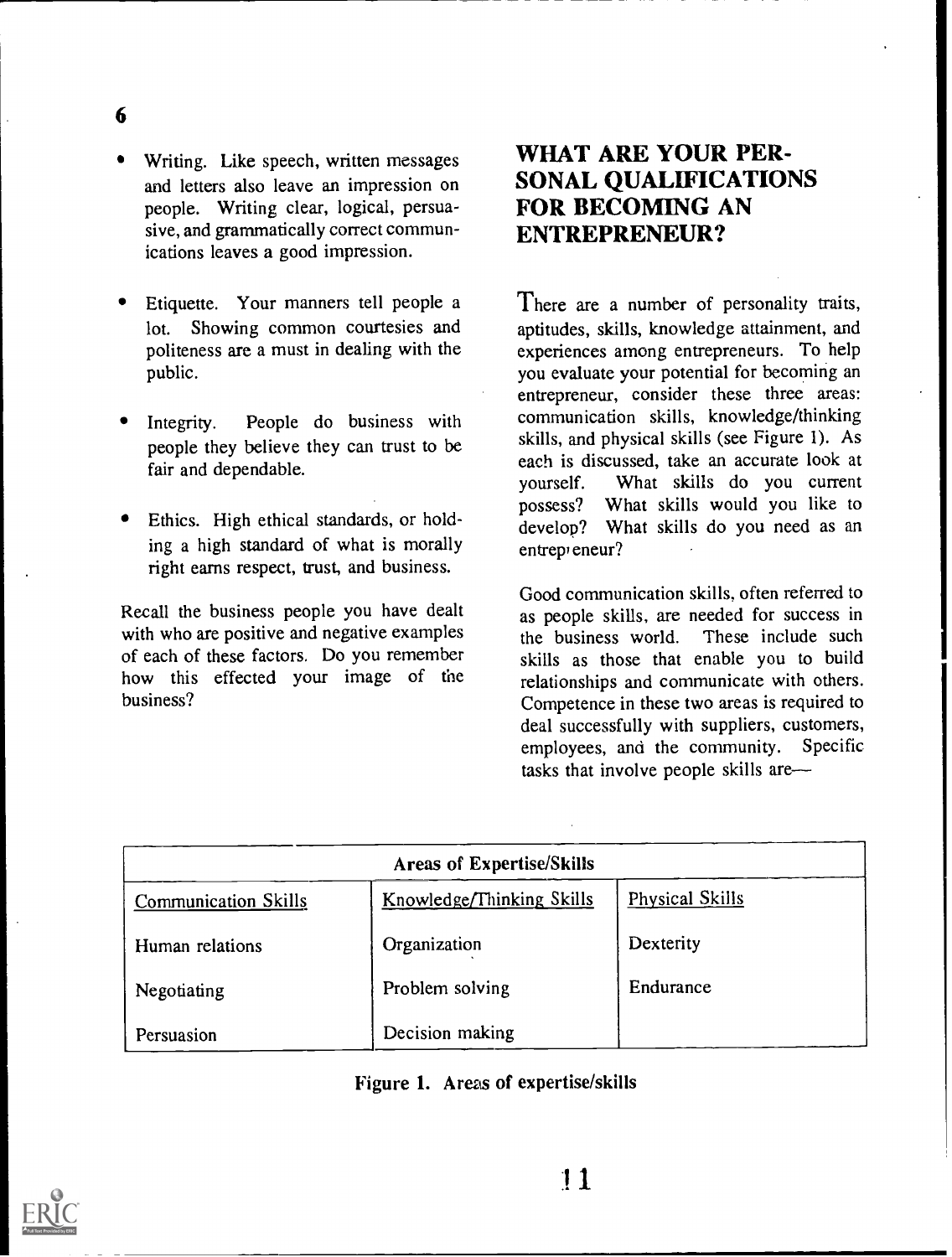- Writing. Like speech, written messages and letters also leave an impression on people. Writing clear, logical, persuasive, and grammatically correct communications leaves a good impression.

- Etiquette. Your manners tell people a lot. Showing common courtesies and politeness are a must in dealing with the public.

- Integrity. People do business with people they believe they can trust to be fair and dependable.

- Ethics. High ethical standards, or holding a high standard of what is morally right earns respect, trust, and business.

Recall the business people you have dealt with who are positive and negative examples of each of these factors. Do you remember how this effected your image of the business?

## WHAT ARE YOUR PERSONAL QUALIFICATIONS FOR BECOMING AN ENTREPRENEUR?

There are a number of personality traits, aptitudes, skills, knowledge attainment, and experiences among entrepreneurs. To help you evaluate your potential for becoming an entrepreneur, consider these three areas: communication skills, knowledge/thinking skills, and physical skills (see Figure 1). As each is discussed, take an accurate look at yourself. What skills do you current possess? What skills would you like to develop? What skills do you need as an entrepreneur?

Good communication skills, often referred to as people skills, are needed for success in the business world. These include such skills as those that enable you to build relationships and communicate with others. Competence in these two areas is required to deal successfully with suppliers, customers, employees, and the community. Specific tasks that involve people skills are—

| Areas of Expertise/Skills | | |
|---|---|---|
| Communication Skills | Knowledge/Thinking Skills | Physical Skills |
| Human relations | Organization | Dexterity |
| Negotiating | Problem solving | Endurance |
| Persuasion | Decision making | |

**Figure 1. Areas of expertise/skills**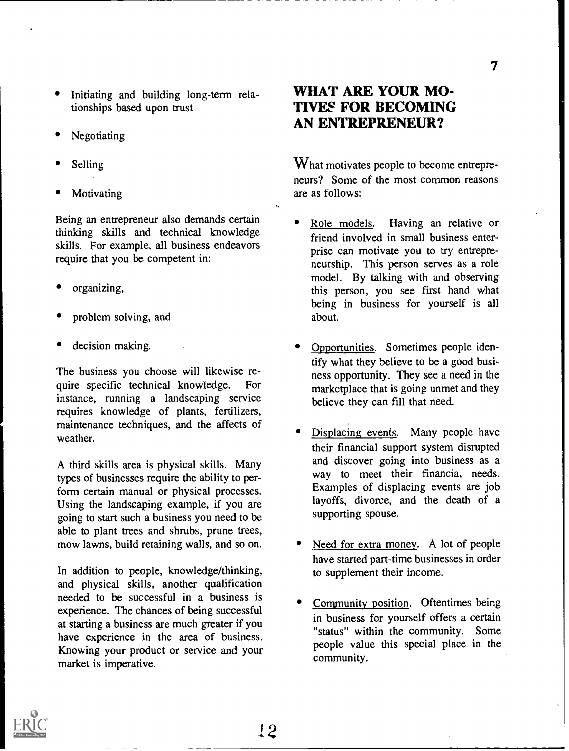- Initiating and building long-term relationships based upon trust
- Negotiating
- Selling
- Motivating

Being an entrepreneur also demands certain thinking skills and technical knowledge skills. For example, all business endeavors require that you be competent in:

- organizing,
- problem solving, and
- decision making.

The business you choose will likewise require specific technical knowledge. For instance, running a landscaping service requires knowledge of plants, fertilizers, maintenance techniques, and the affects of weather.

A third skills area is physical skills. Many types of businesses require the ability to perform certain manual or physical processes. Using the landscaping example, if you are going to start such a business you need to be able to plant trees and shrubs, prune trees, mow lawns, build retaining walls, and so on.

In addition to people, knowledge/thinking, and physical skills, another qualification needed to be successful in a business is experience. The chances of being successful at starting a business are much greater if you have experience in the area of business. Knowing your product or service and your market is imperative.

## WHAT ARE YOUR MOTIVES FOR BECOMING AN ENTREPRENEUR?

What motivates people to become entrepreneurs? Some of the most common reasons are as follows:

- Role models. Having an relative or friend involved in small business enterprise can motivate you to try entrepreneurship. This person serves as a role model. By talking with and observing this person, you see first hand what being in business for yourself is all about.
- Opportunities. Sometimes people identify what they believe to be a good business opportunity. They see a need in the marketplace that is going unmet and they believe they can fill that need.
- Displacing events. Many people have their financial support system disrupted and discover going into business as a way to meet their financial needs. Examples of displacing events are job layoffs, divorce, and the death of a supporting spouse.
- Need for extra money. A lot of people have started part-time businesses in order to supplement their income.
- Community position. Oftentimes being in business for yourself offers a certain "status" within the community. Some people value this special place in the community.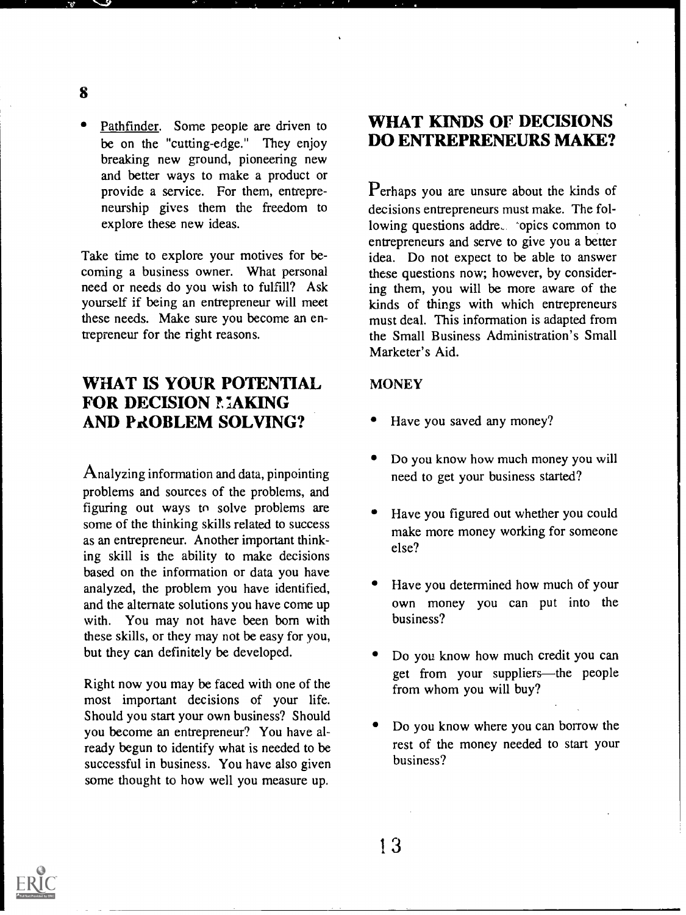- Pathfinder. Some people are driven to be on the "cutting-edge." They enjoy breaking new ground, pioneering new and better ways to make a product or provide a service. For them, entrepreneurship gives them the freedom to explore these new ideas.

Take time to explore your motives for becoming a business owner. What personal need or needs do you wish to fulfill? Ask yourself if being an entrepreneur will meet these needs. Make sure you become an entrepreneur for the right reasons.

## WHAT IS YOUR POTENTIAL FOR DECISION MAKING AND PROBLEM SOLVING?

Analyzing information and data, pinpointing problems and sources of the problems, and figuring out ways to solve problems are some of the thinking skills related to success as an entrepreneur. Another important thinking skill is the ability to make decisions based on the information or data you have analyzed, the problem you have identified, and the alternate solutions you have come up with. You may not have been born with these skills, or they may not be easy for you, but they can definitely be developed.

Right now you may be faced with one of the most important decisions of your life. Should you start your own business? Should you become an entrepreneur? You have already begun to identify what is needed to be successful in business. You have also given some thought to how well you measure up.

## WHAT KINDS OF DECISIONS DO ENTREPRENEURS MAKE?

Perhaps you are unsure about the kinds of decisions entrepreneurs must make. The following questions address topics common to entrepreneurs and serve to give you a better idea. Do not expect to be able to answer these questions now; however, by considering them, you will be more aware of the kinds of things with which entrepreneurs must deal. This information is adapted from the Small Business Administration's Small Marketer's Aid.

### MONEY

- Have you saved any money?
- Do you know how much money you will need to get your business started?
- Have you figured out whether you could make more money working for someone else?
- Have you determined how much of your own money you can put into the business?
- Do you know how much credit you can get from your suppliers—the people from whom you will buy?
- Do you know where you can borrow the rest of the money needed to start your business?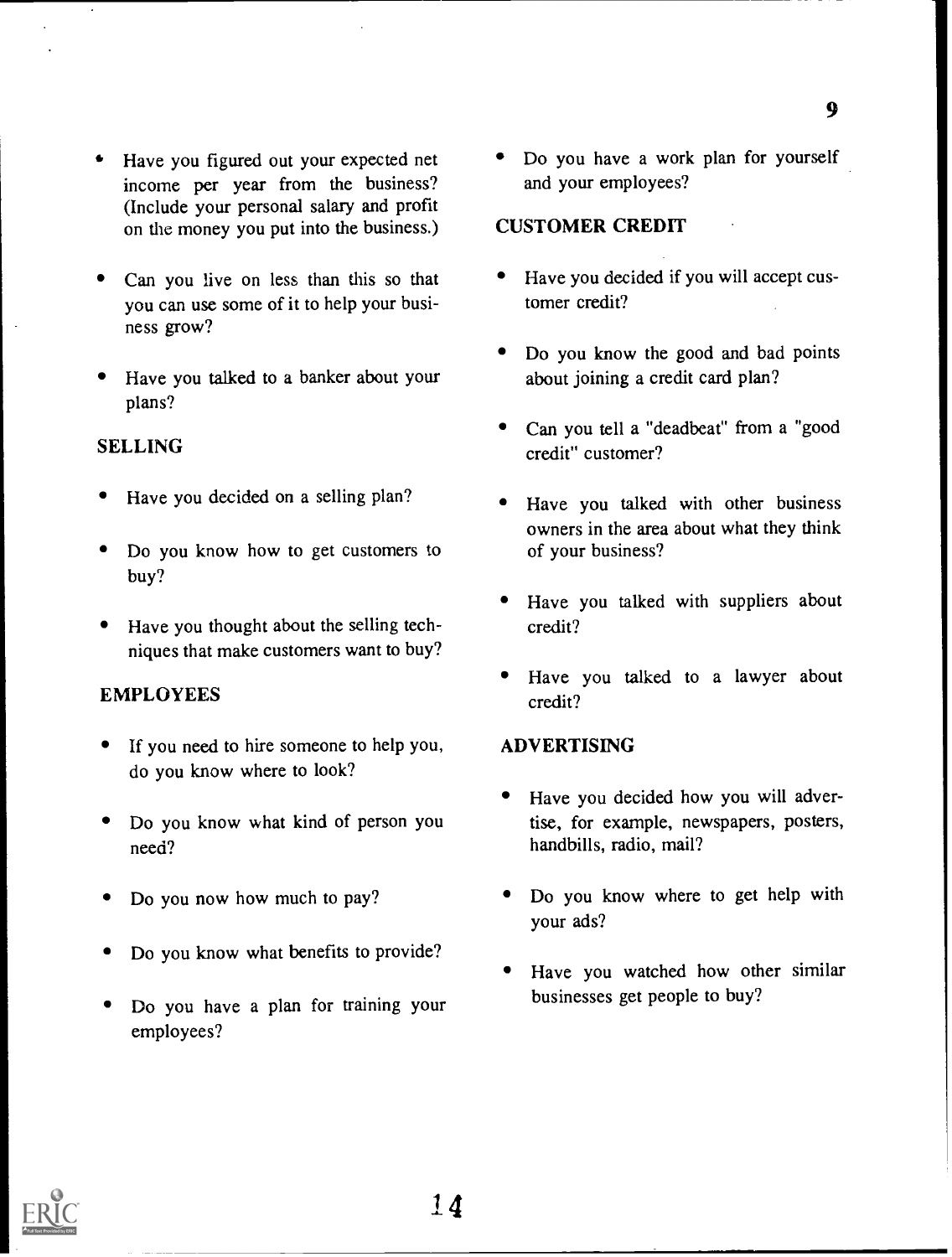- Have you figured out your expected net income per year from the business? (Include your personal salary and profit on the money you put into the business.)
- Can you live on less than this so that you can use some of it to help your business grow?
- Have you talked to a banker about your plans?

## SELLING

- Have you decided on a selling plan?
- Do you know how to get customers to buy?
- Have you thought about the selling techniques that make customers want to buy?

## EMPLOYEES

- If you need to hire someone to help you, do you know where to look?
- Do you know what kind of person you need?
- Do you now how much to pay?
- Do you know what benefits to provide?
- Do you have a plan for training your employees?
- Do you have a work plan for yourself and your employees?

## CUSTOMER CREDIT

- Have you decided if you will accept customer credit?
- Do you know the good and bad points about joining a credit card plan?
- Can you tell a "deadbeat" from a "good credit" customer?
- Have you talked with other business owners in the area about what they think of your business?
- Have you talked with suppliers about credit?
- Have you talked to a lawyer about credit?

## ADVERTISING

- Have you decided how you will advertise, for example, newspapers, posters, handbills, radio, mail?
- Do you know where to get help with your ads?
- Have you watched how other similar businesses get people to buy?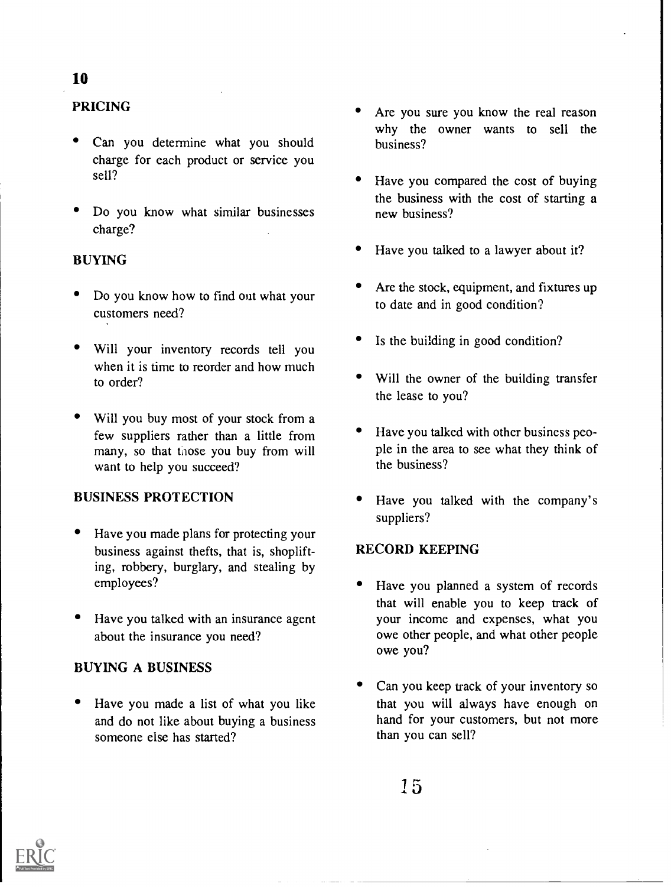## PRICING

- Can you determine what you should charge for each product or service you sell?
- Do you know what similar businesses charge?

## BUYING

- Do you know how to find out what your customers need?
- Will your inventory records tell you when it is time to reorder and how much to order?
- Will you buy most of your stock from a few suppliers rather than a little from many, so that those you buy from will want to help you succeed?

## BUSINESS PROTECTION

- Have you made plans for protecting your business against thefts, that is, shoplifting, robbery, burglary, and stealing by employees?
- Have you talked with an insurance agent about the insurance you need?

## BUYING A BUSINESS

- Have you made a list of what you like and do not like about buying a business someone else has started?
- Are you sure you know the real reason why the owner wants to sell the business?
- Have you compared the cost of buying the business with the cost of starting a new business?
- Have you talked to a lawyer about it?
- Are the stock, equipment, and fixtures up to date and in good condition?
- Is the building in good condition?
- Will the owner of the building transfer the lease to you?
- Have you talked with other business people in the area to see what they think of the business?
- Have you talked with the company's suppliers?

## RECORD KEEPING

- Have you planned a system of records that will enable you to keep track of your income and expenses, what you owe other people, and what other people owe you?
- Can you keep track of your inventory so that you will always have enough on hand for your customers, but not more than you can sell?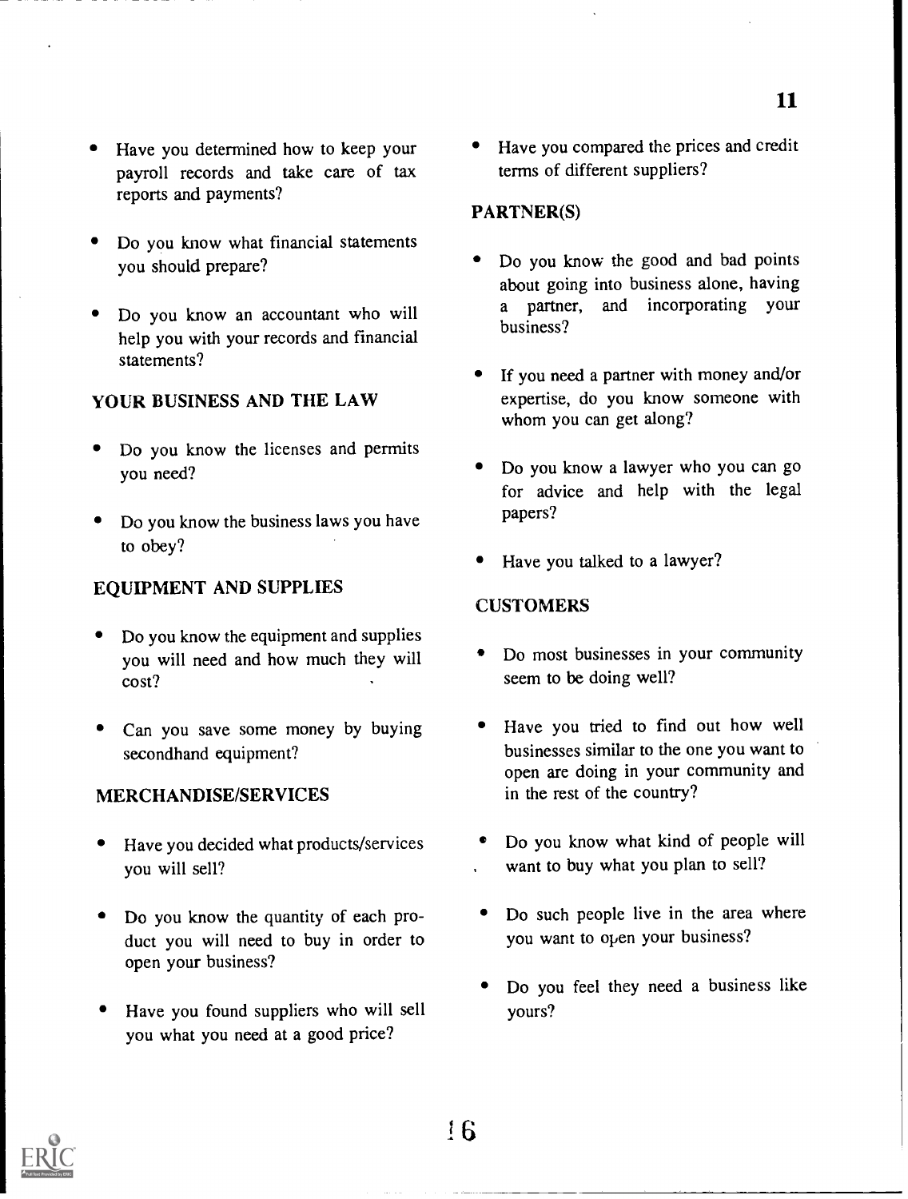- Have you determined how to keep your payroll records and take care of tax reports and payments?
- Do you know what financial statements you should prepare?
- Do you know an accountant who will help you with your records and financial statements?

### YOUR BUSINESS AND THE LAW

- Do you know the licenses and permits you need?
- Do you know the business laws you have to obey?

### EQUIPMENT AND SUPPLIES

- Do you know the equipment and supplies you will need and how much they will cost?
- Can you save some money by buying secondhand equipment?

### MERCHANDISE/SERVICES

- Have you decided what products/services you will sell?
- Do you know the quantity of each product you will need to buy in order to open your business?
- Have you found suppliers who will sell you what you need at a good price?
- Have you compared the prices and credit terms of different suppliers?

### PARTNER(S)

- Do you know the good and bad points about going into business alone, having a partner, and incorporating your business?
- If you need a partner with money and/or expertise, do you know someone with whom you can get along?
- Do you know a lawyer who you can go for advice and help with the legal papers?
- Have you talked to a lawyer?

### CUSTOMERS

- Do most businesses in your community seem to be doing well?
- Have you tried to find out how well businesses similar to the one you want to open are doing in your community and in the rest of the country?
- Do you know what kind of people will want to buy what you plan to sell?
- Do such people live in the area where you want to open your business?
- Do you feel they need a business like yours?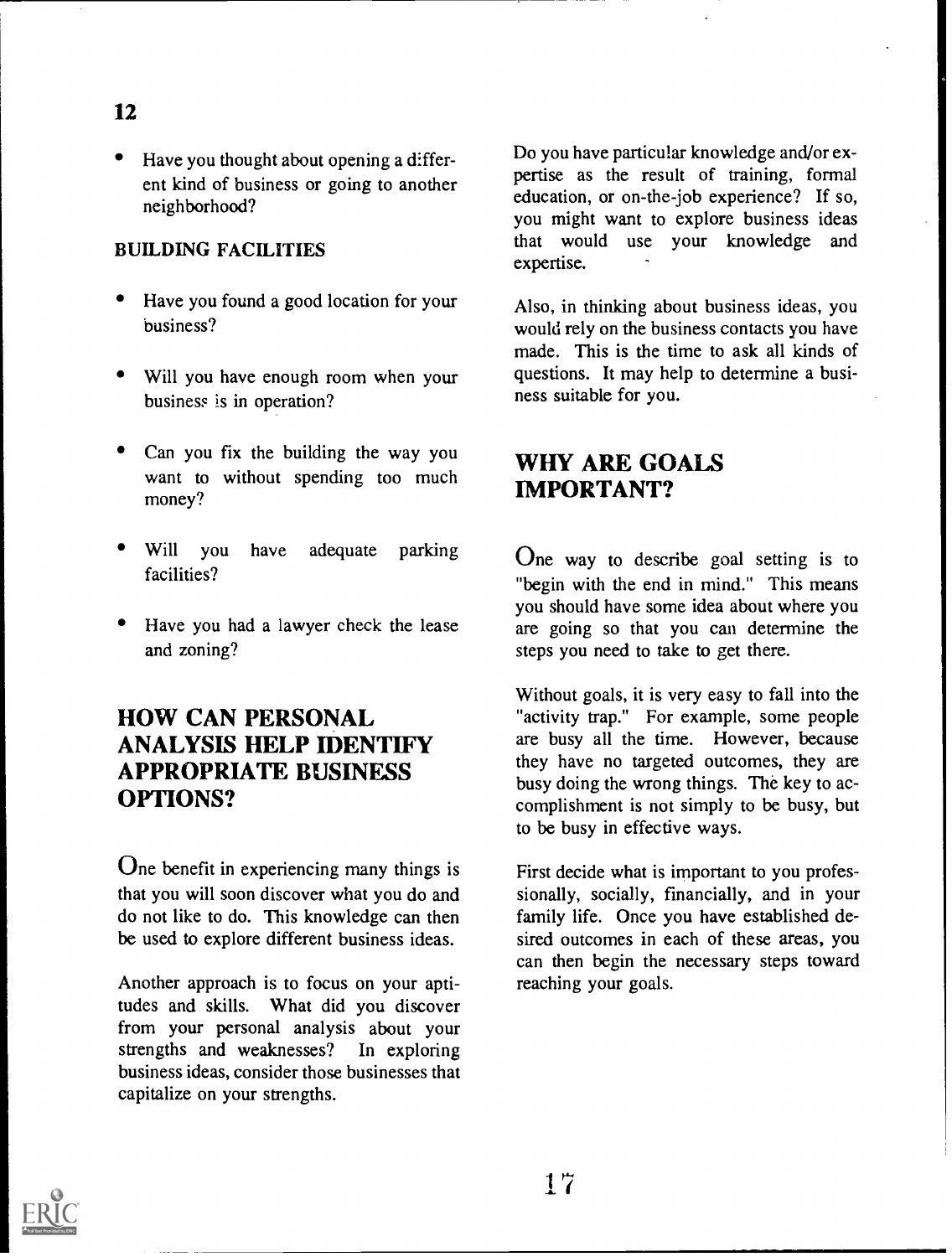- Have you thought about opening a different kind of business or going to another neighborhood?

### BUILDING FACILITIES

- Have you found a good location for your business?
- Will you have enough room when your business is in operation?
- Can you fix the building the way you want to without spending too much money?
- Will you have adequate parking facilities?
- Have you had a lawyer check the lease and zoning?

## HOW CAN PERSONAL ANALYSIS HELP IDENTIFY APPROPRIATE BUSINESS OPTIONS?

One benefit in experiencing many things is that you will soon discover what you do and do not like to do. This knowledge can then be used to explore different business ideas.

Another approach is to focus on your aptitudes and skills. What did you discover from your personal analysis about your strengths and weaknesses? In exploring business ideas, consider those businesses that capitalize on your strengths.

Do you have particular knowledge and/or expertise as the result of training, formal education, or on-the-job experience? If so, you might want to explore business ideas that would use your knowledge and expertise.

Also, in thinking about business ideas, you would rely on the business contacts you have made. This is the time to ask all kinds of questions. It may help to determine a business suitable for you.

## WHY ARE GOALS IMPORTANT?

One way to describe goal setting is to "begin with the end in mind." This means you should have some idea about where you are going so that you can determine the steps you need to take to get there.

Without goals, it is very easy to fall into the "activity trap." For example, some people are busy all the time. However, because they have no targeted outcomes, they are busy doing the wrong things. The key to accomplishment is not simply to be busy, but to be busy in effective ways.

First decide what is important to you professionally, socially, financially, and in your family life. Once you have established desired outcomes in each of these areas, you can then begin the necessary steps toward reaching your goals.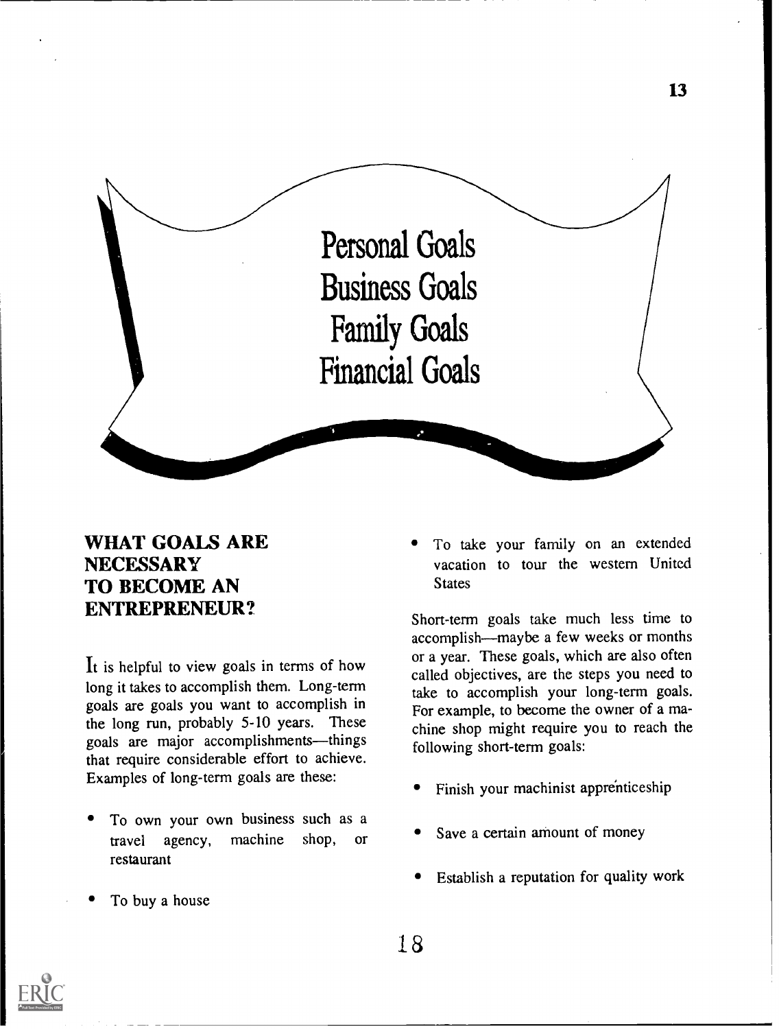Personal Goals
Business Goals
Family Goals
Financial Goals

## WHAT GOALS ARE NECESSARY TO BECOME AN ENTREPRENEUR?

It is helpful to view goals in terms of how long it takes to accomplish them. Long-term goals are goals you want to accomplish in the long run, probably 5-10 years. These goals are major accomplishments—things that require considerable effort to achieve. Examples of long-term goals are these:

- To own your own business such as a travel agency, machine shop, or restaurant
- To buy a house
- To take your family on an extended vacation to tour the western United States

Short-term goals take much less time to accomplish—maybe a few weeks or months or a year. These goals, which are also often called objectives, are the steps you need to take to accomplish your long-term goals. For example, to become the owner of a machine shop might require you to reach the following short-term goals:

- Finish your machinist apprenticeship
- Save a certain amount of money
- Establish a reputation for quality work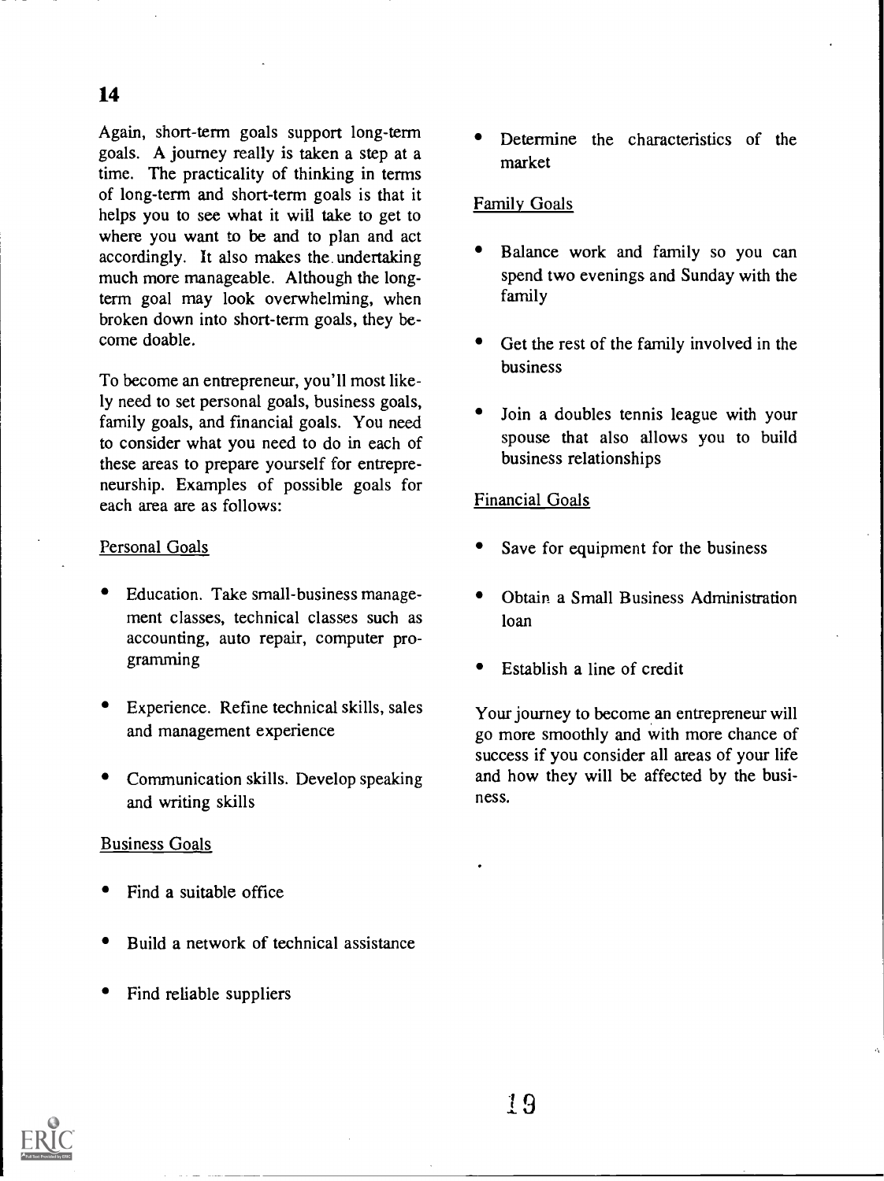Again, short-term goals support long-term goals. A journey really is taken a step at a time. The practicality of thinking in terms of long-term and short-term goals is that it helps you to see what it will take to get to where you want to be and to plan and act accordingly. It also makes the undertaking much more manageable. Although the long-term goal may look overwhelming, when broken down into short-term goals, they become doable.

To become an entrepreneur, you'll most likely need to set personal goals, business goals, family goals, and financial goals. You need to consider what you need to do in each of these areas to prepare yourself for entrepreneurship. Examples of possible goals for each area are as follows:

Personal Goals

- Education. Take small-business management classes, technical classes such as accounting, auto repair, computer programming
- Experience. Refine technical skills, sales and management experience
- Communication skills. Develop speaking and writing skills

Business Goals

- Find a suitable office
- Build a network of technical assistance
- Find reliable suppliers
- Determine the characteristics of the market

Family Goals

- Balance work and family so you can spend two evenings and Sunday with the family
- Get the rest of the family involved in the business
- Join a doubles tennis league with your spouse that also allows you to build business relationships

Financial Goals

- Save for equipment for the business
- Obtain a Small Business Administration loan
- Establish a line of credit

Your journey to become an entrepreneur will go more smoothly and with more chance of success if you consider all areas of your life and how they will be affected by the business.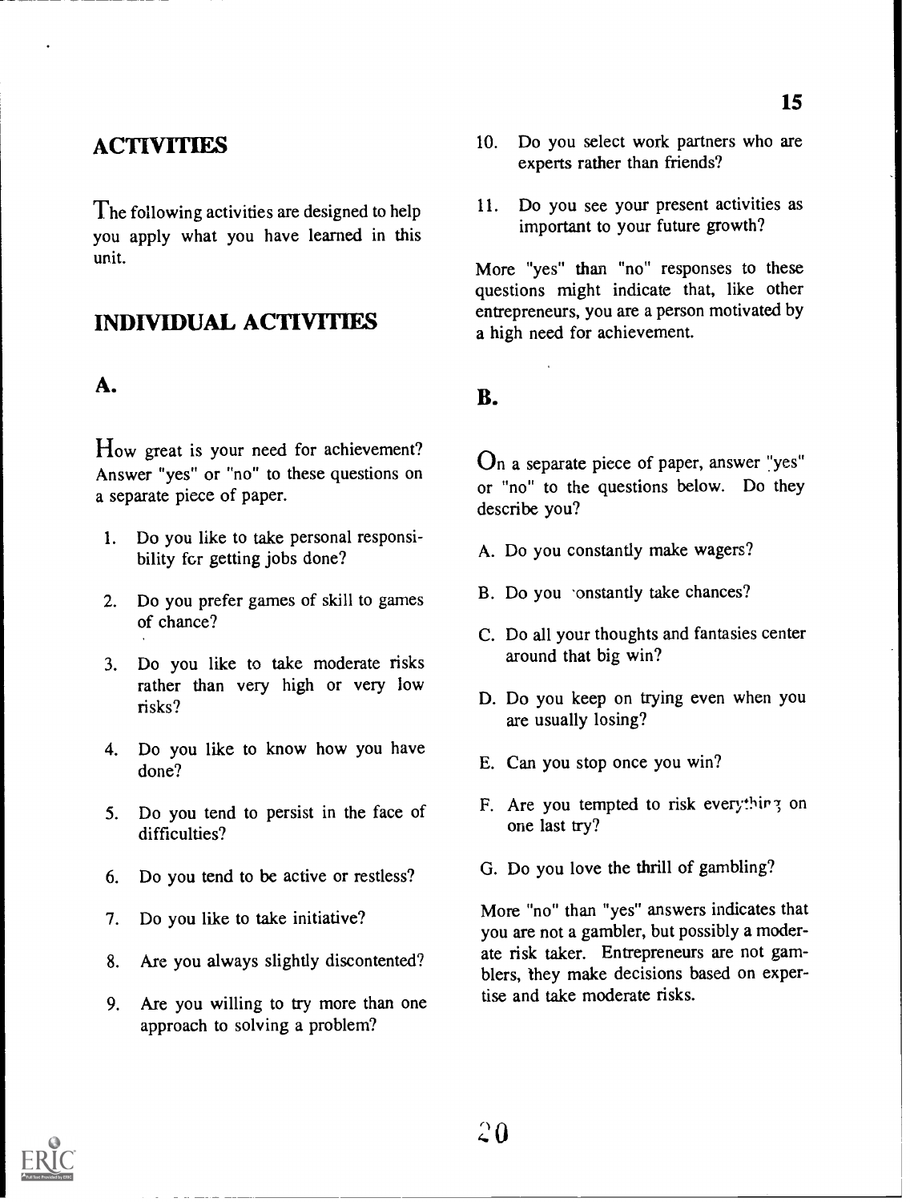## ACTIVITIES

The following activities are designed to help you apply what you have learned in this unit.

## INDIVIDUAL ACTIVITIES

### A.

How great is your need for achievement? Answer "yes" or "no" to these questions on a separate piece of paper.

1. Do you like to take personal responsibility for getting jobs done?
2. Do you prefer games of skill to games of chance?
3. Do you like to take moderate risks rather than very high or very low risks?
4. Do you like to know how you have done?
5. Do you tend to persist in the face of difficulties?
6. Do you tend to be active or restless?
7. Do you like to take initiative?
8. Are you always slightly discontented?
9. Are you willing to try more than one approach to solving a problem?
10. Do you select work partners who are experts rather than friends?
11. Do you see your present activities as important to your future growth?

More "yes" than "no" responses to these questions might indicate that, like other entrepreneurs, you are a person motivated by a high need for achievement.

### B.

On a separate piece of paper, answer "yes" or "no" to the questions below. Do they describe you?

A. Do you constantly make wagers?

B. Do you constantly take chances?

C. Do all your thoughts and fantasies center around that big win?

D. Do you keep on trying even when you are usually losing?

E. Can you stop once you win?

F. Are you tempted to risk everything on one last try?

G. Do you love the thrill of gambling?

More "no" than "yes" answers indicates that you are not a gambler, but possibly a moderate risk taker. Entrepreneurs are not gamblers, they make decisions based on expertise and take moderate risks.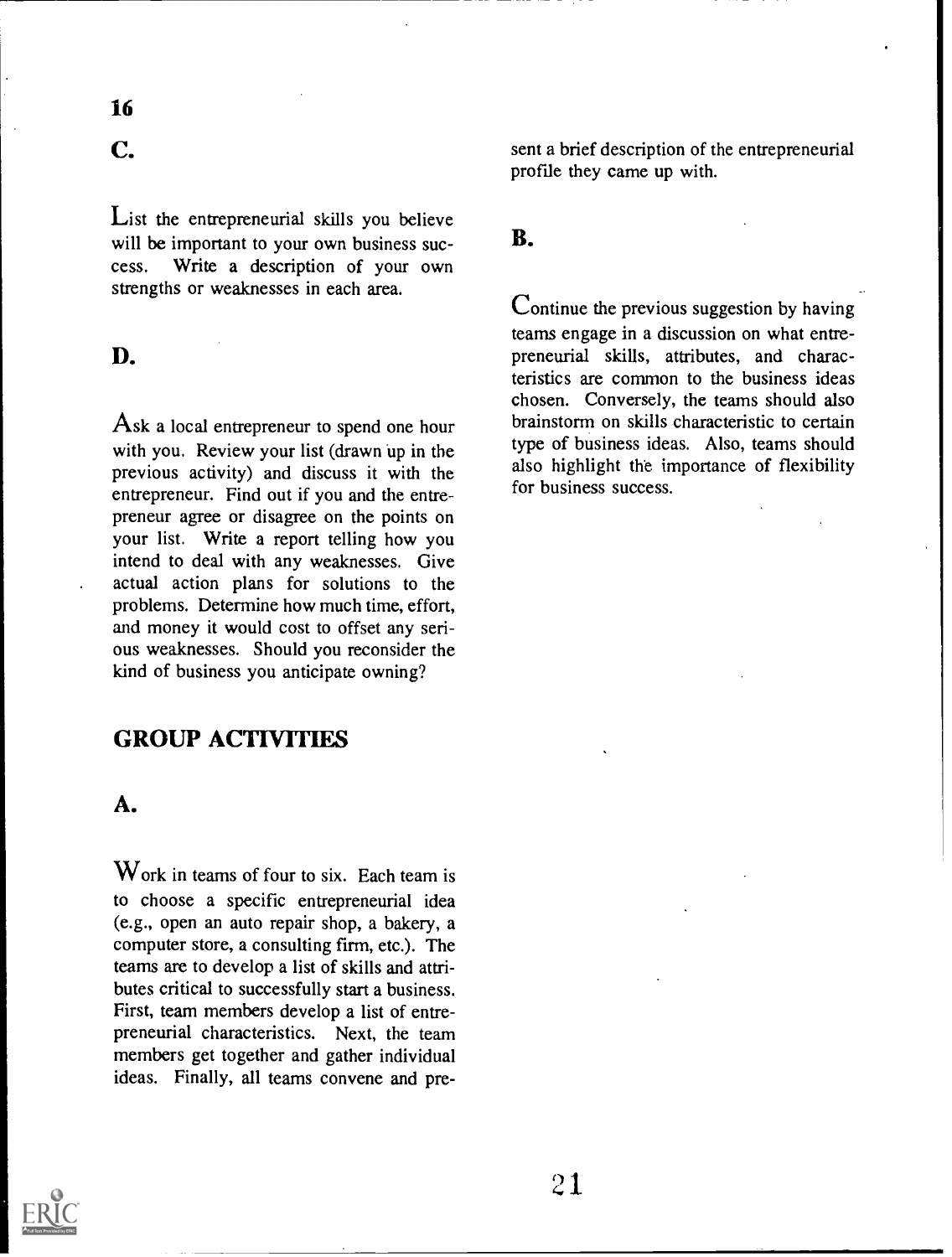## C.

List the entrepreneurial skills you believe will be important to your own business success. Write a description of your own strengths or weaknesses in each area.

## D.

Ask a local entrepreneur to spend one hour with you. Review your list (drawn up in the previous activity) and discuss it with the entrepreneur. Find out if you and the entrepreneur agree or disagree on the points on your list. Write a report telling how you intend to deal with any weaknesses. Give actual action plans for solutions to the problems. Determine how much time, effort, and money it would cost to offset any serious weaknesses. Should you reconsider the kind of business you anticipate owning?

# GROUP ACTIVITIES

## A.

Work in teams of four to six. Each team is to choose a specific entrepreneurial idea (e.g., open an auto repair shop, a bakery, a computer store, a consulting firm, etc.). The teams are to develop a list of skills and attributes critical to successfully start a business. First, team members develop a list of entrepreneurial characteristics. Next, the team members get together and gather individual ideas. Finally, all teams convene and present a brief description of the entrepreneurial profile they came up with.

## B.

Continue the previous suggestion by having teams engage in a discussion on what entrepreneurial skills, attributes, and characteristics are common to the business ideas chosen. Conversely, the teams should also brainstorm on skills characteristic to certain type of business ideas. Also, teams should also highlight the importance of flexibility for business success.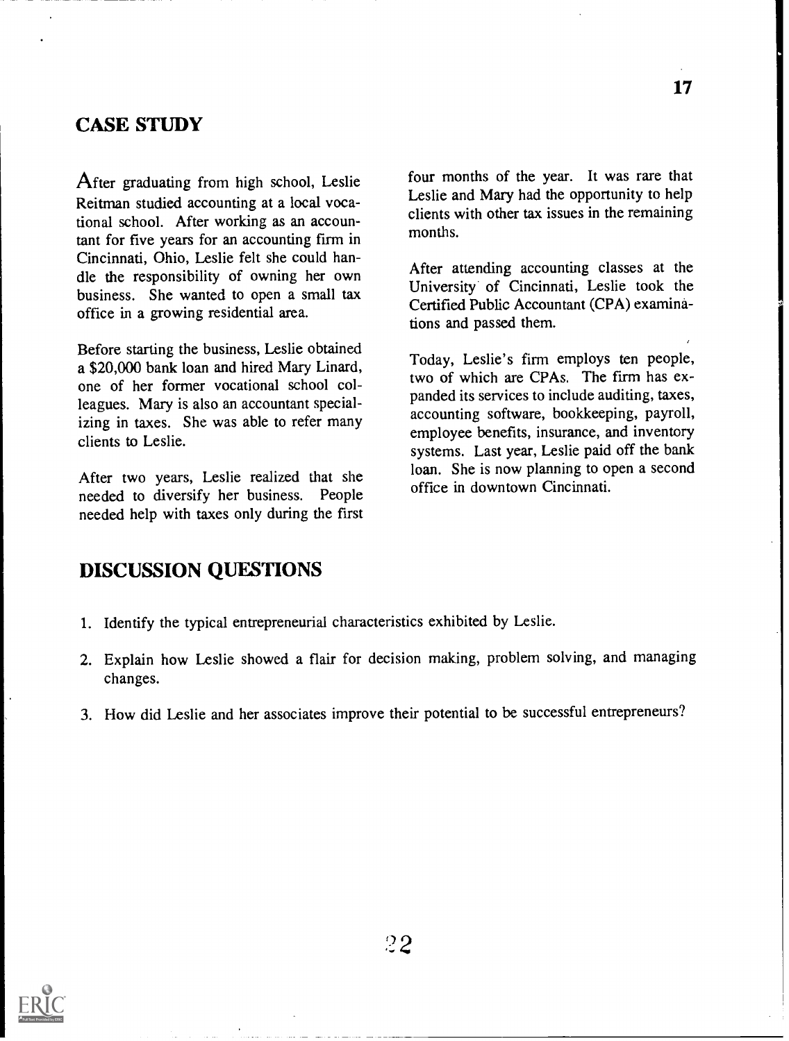## CASE STUDY

After graduating from high school, Leslie Reitman studied accounting at a local vocational school. After working as an accountant for five years for an accounting firm in Cincinnati, Ohio, Leslie felt she could handle the responsibility of owning her own business. She wanted to open a small tax office in a growing residential area.

Before starting the business, Leslie obtained a $20,000 bank loan and hired Mary Linard, one of her former vocational school colleagues. Mary is also an accountant specializing in taxes. She was able to refer many clients to Leslie.

After two years, Leslie realized that she needed to diversify her business. People needed help with taxes only during the first four months of the year. It was rare that Leslie and Mary had the opportunity to help clients with other tax issues in the remaining months.

After attending accounting classes at the University of Cincinnati, Leslie took the Certified Public Accountant (CPA) examinations and passed them.

Today, Leslie's firm employs ten people, two of which are CPAs. The firm has expanded its services to include auditing, taxes, accounting software, bookkeeping, payroll, employee benefits, insurance, and inventory systems. Last year, Leslie paid off the bank loan. She is now planning to open a second office in downtown Cincinnati.

## DISCUSSION QUESTIONS

1. Identify the typical entrepreneurial characteristics exhibited by Leslie.
2. Explain how Leslie showed a flair for decision making, problem solving, and managing changes.
3. How did Leslie and her associates improve their potential to be successful entrepreneurs?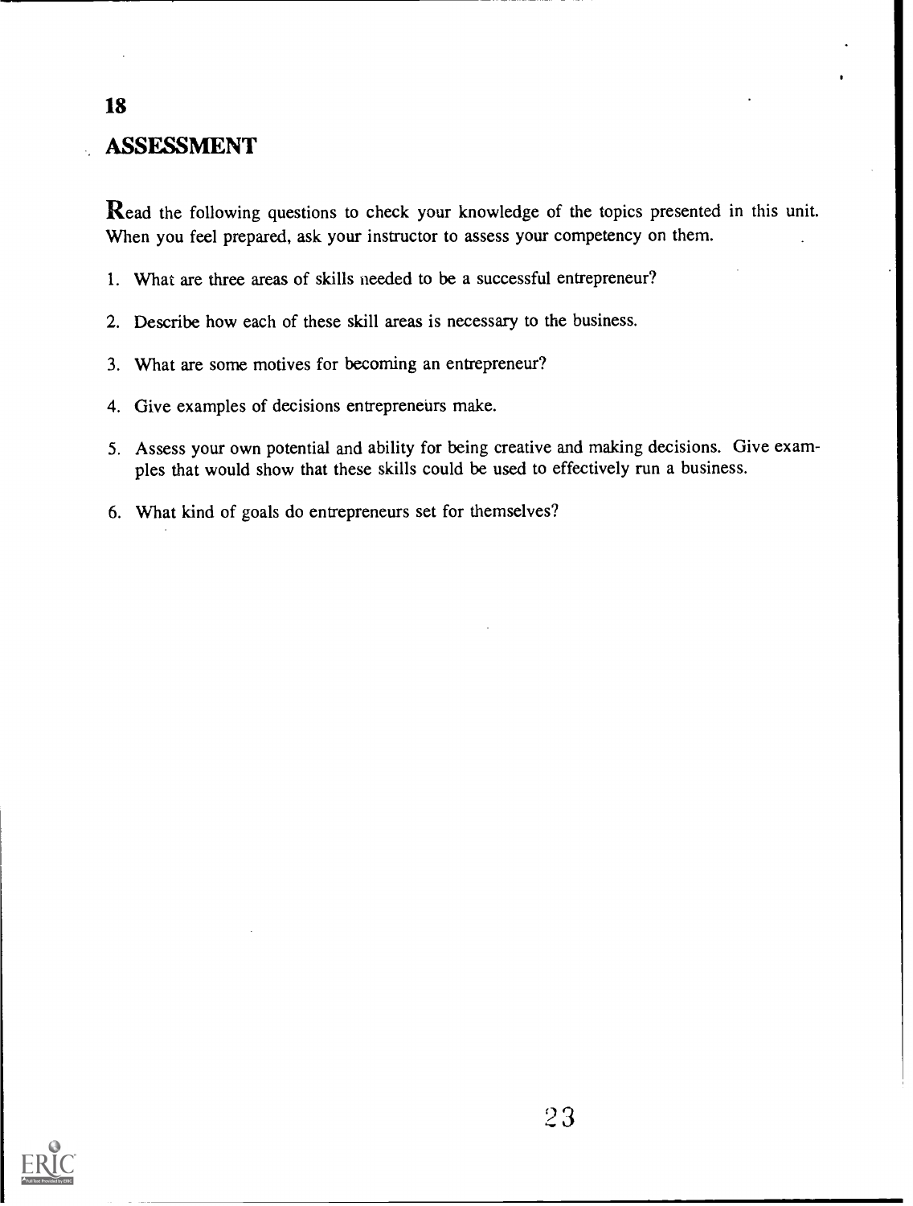## ASSESSMENT

**R**ead the following questions to check your knowledge of the topics presented in this unit. When you feel prepared, ask your instructor to assess your competency on them.

1. What are three areas of skills needed to be a successful entrepreneur?
2. Describe how each of these skill areas is necessary to the business.
3. What are some motives for becoming an entrepreneur?
4. Give examples of decisions entrepreneurs make.
5. Assess your own potential and ability for being creative and making decisions. Give examples that would show that these skills could be used to effectively run a business.
6. What kind of goals do entrepreneurs set for themselves?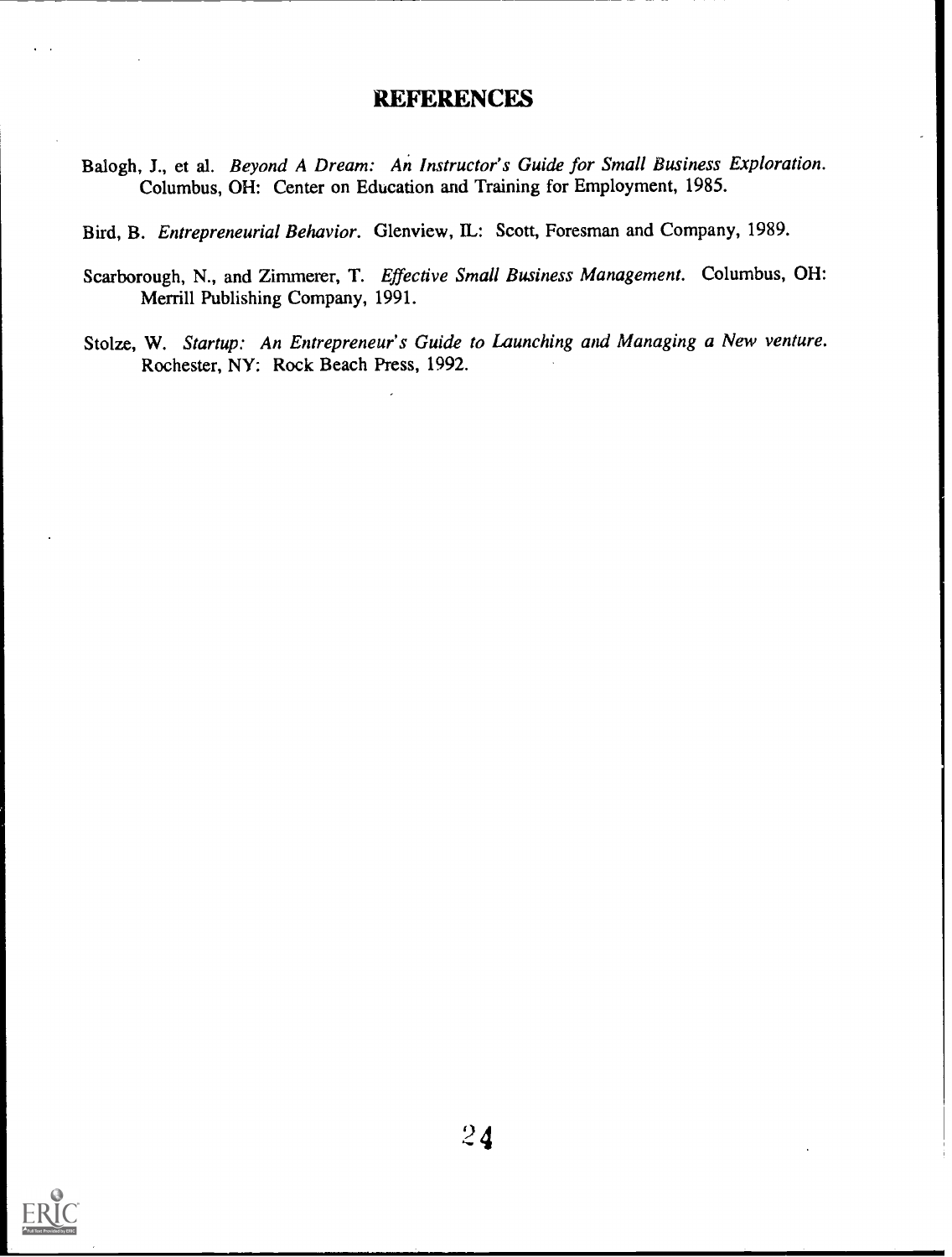# REFERENCES

Balogh, J., et al. *Beyond A Dream: An Instructor's Guide for Small Business Exploration.* Columbus, OH: Center on Education and Training for Employment, 1985.

Bird, B. *Entrepreneurial Behavior.* Glenview, IL: Scott, Foresman and Company, 1989.

Scarborough, N., and Zimmerer, T. *Effective Small Business Management.* Columbus, OH: Merrill Publishing Company, 1991.

Stolze, W. *Startup: An Entrepreneur's Guide to Launching and Managing a New venture.* Rochester, NY: Rock Beach Press, 1992.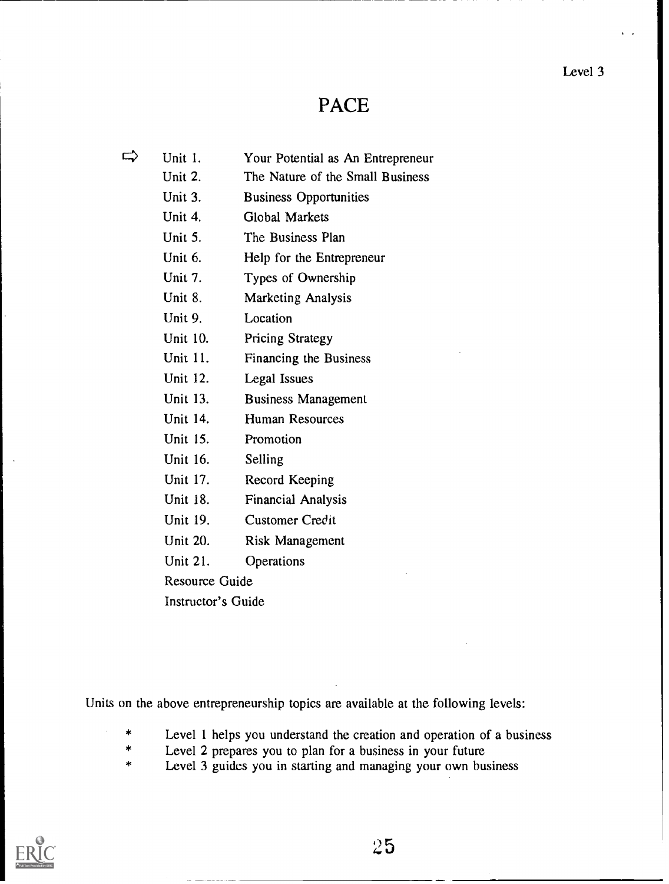Level 3

# PACE

| | | |
|---|---|---|
| ⇨ | Unit 1. | Your Potential as An Entrepreneur |
| | Unit 2. | The Nature of the Small Business |
| | Unit 3. | Business Opportunities |
| | Unit 4. | Global Markets |
| | Unit 5. | The Business Plan |
| | Unit 6. | Help for the Entrepreneur |
| | Unit 7. | Types of Ownership |
| | Unit 8. | Marketing Analysis |
| | Unit 9. | Location |
| | Unit 10. | Pricing Strategy |
| | Unit 11. | Financing the Business |
| | Unit 12. | Legal Issues |
| | Unit 13. | Business Management |
| | Unit 14. | Human Resources |
| | Unit 15. | Promotion |
| | Unit 16. | Selling |
| | Unit 17. | Record Keeping |
| | Unit 18. | Financial Analysis |
| | Unit 19. | Customer Credit |
| | Unit 20. | Risk Management |
| | Unit 21. | Operations |
| | Resource Guide | |
| | Instructor's Guide | |

Units on the above entrepreneurship topics are available at the following levels:

* Level 1 helps you understand the creation and operation of a business
* Level 2 prepares you to plan for a business in your future
* Level 3 guides you in starting and managing your own business